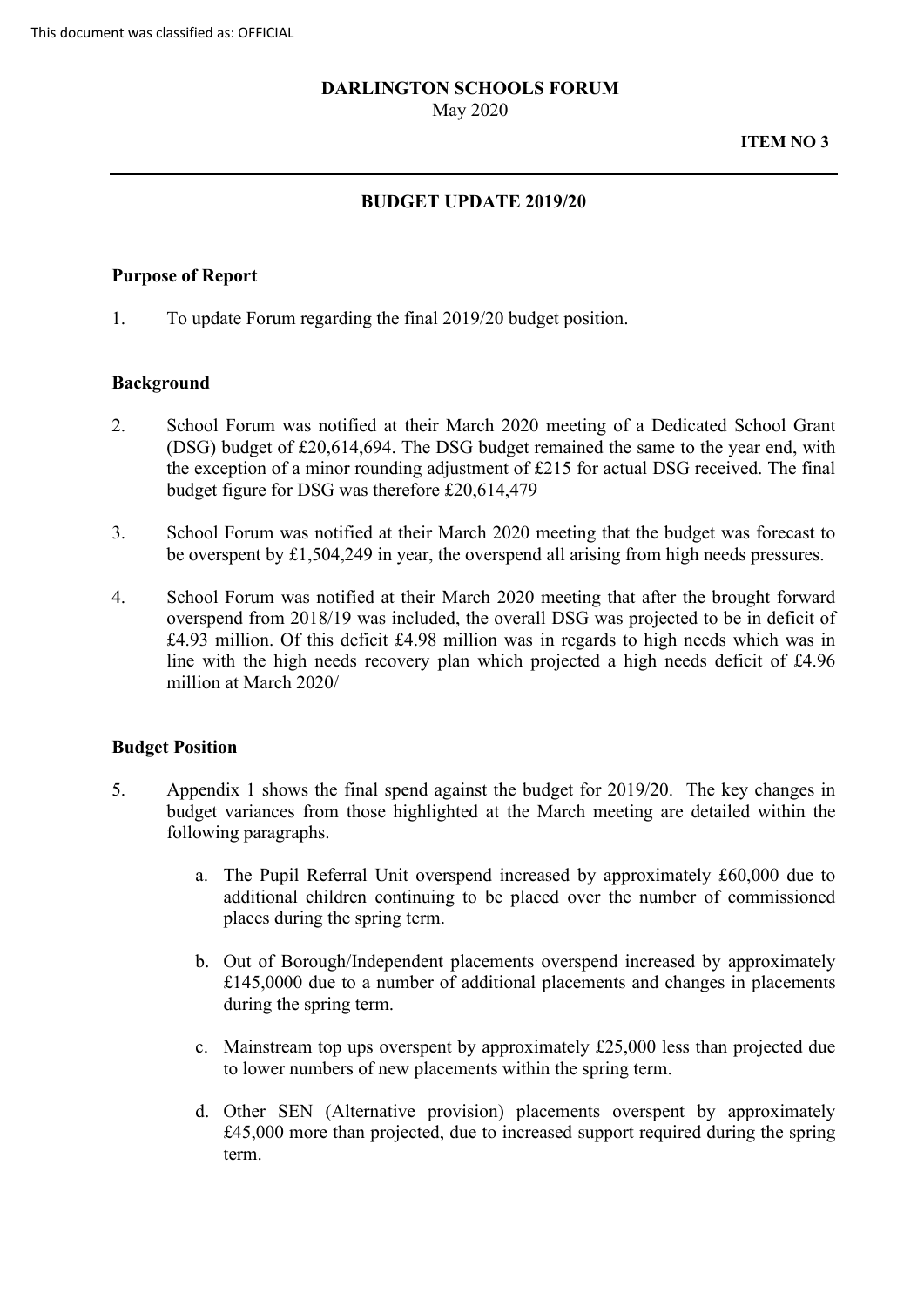This document was classified as: OFFICIAL

**DARLINGTON SCHOOLS FORUM**
May 2020

**ITEM NO 3**

---

**BUDGET UPDATE 2019/20**

---

**Purpose of Report**

1. To update Forum regarding the final 2019/20 budget position.

**Background**

2. School Forum was notified at their March 2020 meeting of a Dedicated School Grant (DSG) budget of £20,614,694. The DSG budget remained the same to the year end, with the exception of a minor rounding adjustment of £215 for actual DSG received. The final budget figure for DSG was therefore £20,614,479

3. School Forum was notified at their March 2020 meeting that the budget was forecast to be overspent by £1,504,249 in year, the overspend all arising from high needs pressures.

4. School Forum was notified at their March 2020 meeting that after the brought forward overspend from 2018/19 was included, the overall DSG was projected to be in deficit of £4.93 million. Of this deficit £4.98 million was in regards to high needs which was in line with the high needs recovery plan which projected a high needs deficit of £4.96 million at March 2020/

**Budget Position**

5. Appendix 1 shows the final spend against the budget for 2019/20. The key changes in budget variances from those highlighted at the March meeting are detailed within the following paragraphs.

   a. The Pupil Referral Unit overspend increased by approximately £60,000 due to additional children continuing to be placed over the number of commissioned places during the spring term.

   b. Out of Borough/Independent placements overspend increased by approximately £145,0000 due to a number of additional placements and changes in placements during the spring term.

   c. Mainstream top ups overspent by approximately £25,000 less than projected due to lower numbers of new placements within the spring term.

   d. Other SEN (Alternative provision) placements overspent by approximately £45,000 more than projected, due to increased support required during the spring term.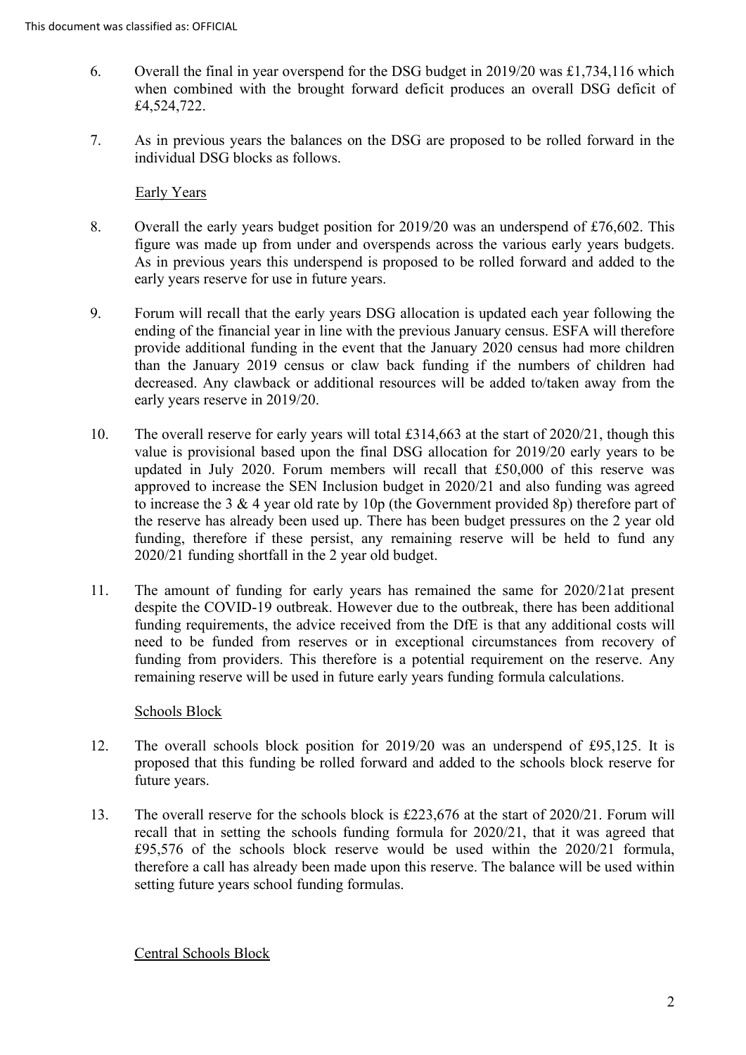6. Overall the final in year overspend for the DSG budget in 2019/20 was £1,734,116 which when combined with the brought forward deficit produces an overall DSG deficit of £4,524,722.

7. As in previous years the balances on the DSG are proposed to be rolled forward in the individual DSG blocks as follows.

Early Years

8. Overall the early years budget position for 2019/20 was an underspend of £76,602. This figure was made up from under and overspends across the various early years budgets. As in previous years this underspend is proposed to be rolled forward and added to the early years reserve for use in future years.

9. Forum will recall that the early years DSG allocation is updated each year following the ending of the financial year in line with the previous January census. ESFA will therefore provide additional funding in the event that the January 2020 census had more children than the January 2019 census or claw back funding if the numbers of children had decreased. Any clawback or additional resources will be added to/taken away from the early years reserve in 2019/20.

10. The overall reserve for early years will total £314,663 at the start of 2020/21, though this value is provisional based upon the final DSG allocation for 2019/20 early years to be updated in July 2020. Forum members will recall that £50,000 of this reserve was approved to increase the SEN Inclusion budget in 2020/21 and also funding was agreed to increase the 3 & 4 year old rate by 10p (the Government provided 8p) therefore part of the reserve has already been used up. There has been budget pressures on the 2 year old funding, therefore if these persist, any remaining reserve will be held to fund any 2020/21 funding shortfall in the 2 year old budget.

11. The amount of funding for early years has remained the same for 2020/21at present despite the COVID-19 outbreak. However due to the outbreak, there has been additional funding requirements, the advice received from the DfE is that any additional costs will need to be funded from reserves or in exceptional circumstances from recovery of funding from providers. This therefore is a potential requirement on the reserve. Any remaining reserve will be used in future early years funding formula calculations.

Schools Block

12. The overall schools block position for 2019/20 was an underspend of £95,125. It is proposed that this funding be rolled forward and added to the schools block reserve for future years.

13. The overall reserve for the schools block is £223,676 at the start of 2020/21. Forum will recall that in setting the schools funding formula for 2020/21, that it was agreed that £95,576 of the schools block reserve would be used within the 2020/21 formula, therefore a call has already been made upon this reserve. The balance will be used within setting future years school funding formulas.

Central Schools Block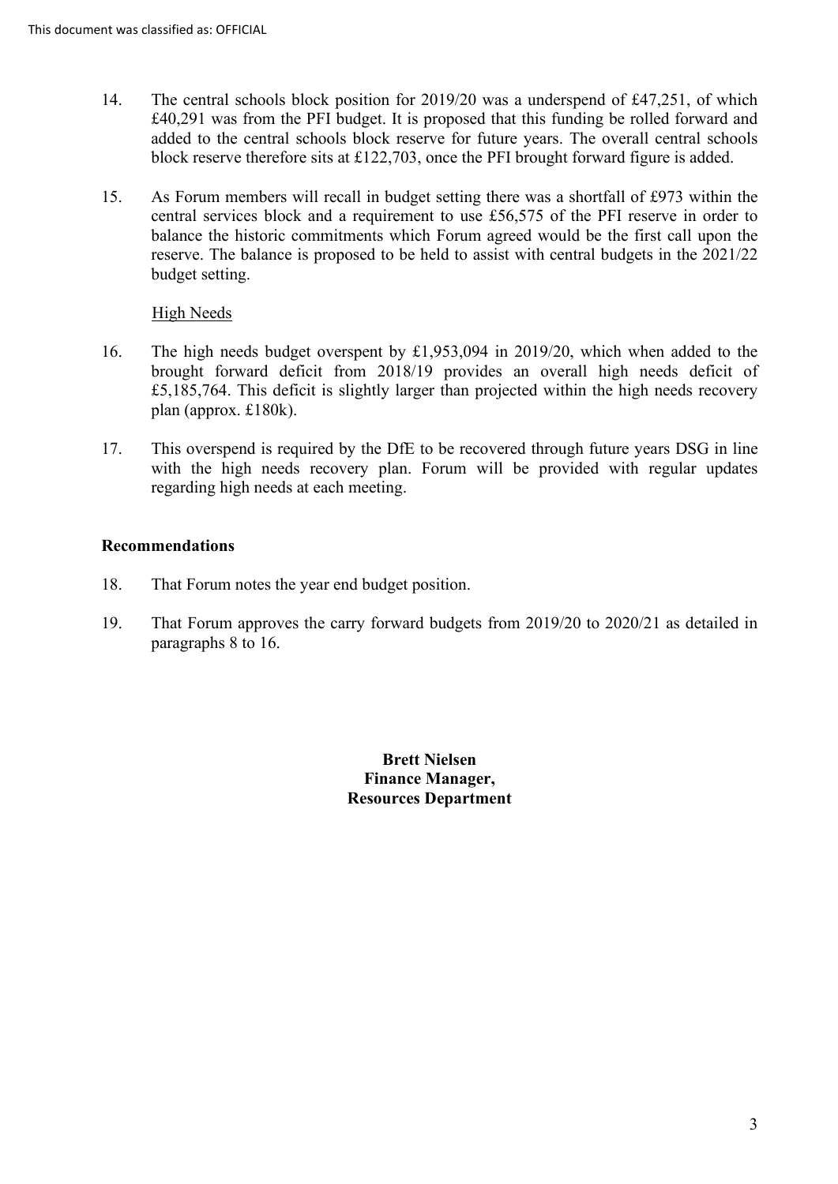14. The central schools block position for 2019/20 was a underspend of £47,251, of which £40,291 was from the PFI budget. It is proposed that this funding be rolled forward and added to the central schools block reserve for future years. The overall central schools block reserve therefore sits at £122,703, once the PFI brought forward figure is added.

15. As Forum members will recall in budget setting there was a shortfall of £973 within the central services block and a requirement to use £56,575 of the PFI reserve in order to balance the historic commitments which Forum agreed would be the first call upon the reserve. The balance is proposed to be held to assist with central budgets in the 2021/22 budget setting.

High Needs

16. The high needs budget overspent by £1,953,094 in 2019/20, which when added to the brought forward deficit from 2018/19 provides an overall high needs deficit of £5,185,764. This deficit is slightly larger than projected within the high needs recovery plan (approx. £180k).

17. This overspend is required by the DfE to be recovered through future years DSG in line with the high needs recovery plan. Forum will be provided with regular updates regarding high needs at each meeting.

**Recommendations**

18. That Forum notes the year end budget position.

19. That Forum approves the carry forward budgets from 2019/20 to 2020/21 as detailed in paragraphs 8 to 16.

**Brett Nielsen**
**Finance Manager,**
**Resources Department**